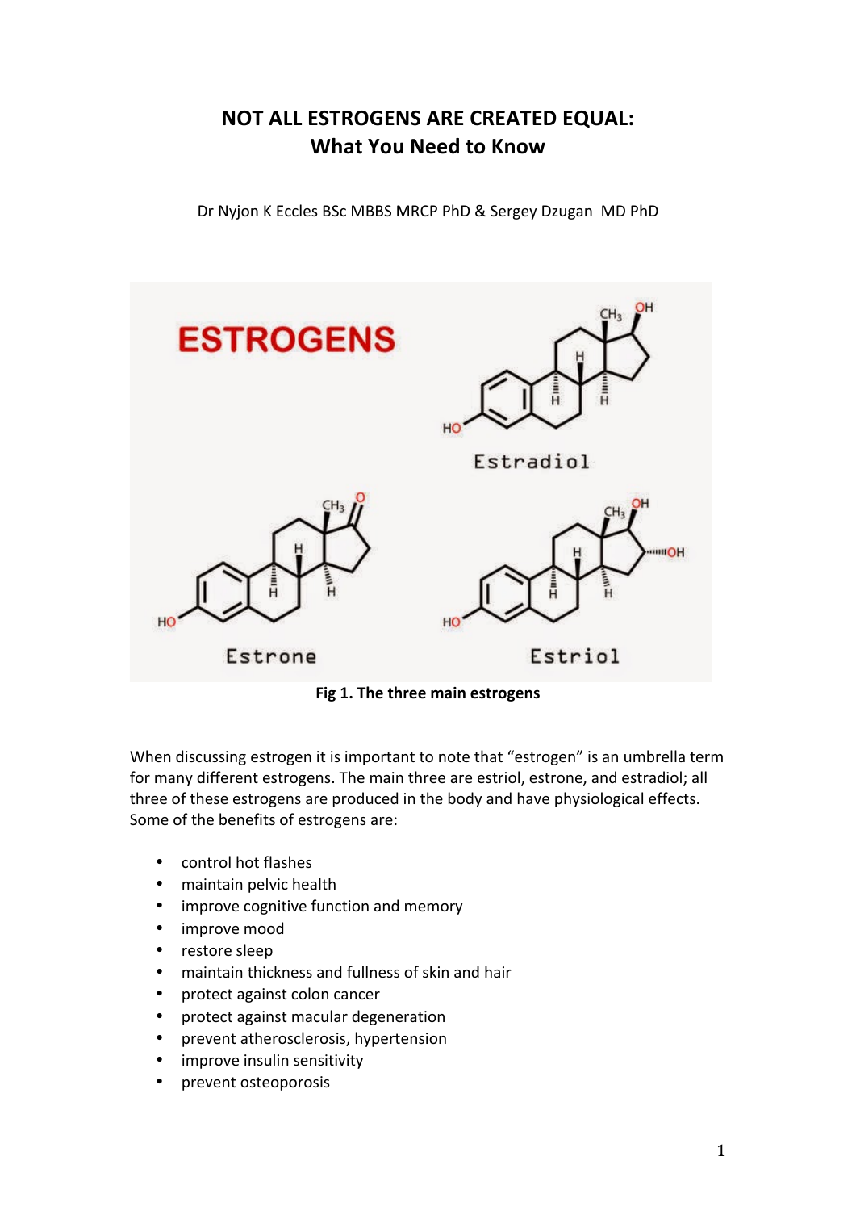# NOT ALL ESTROGENS ARE CREATED EQUAL:
## What You Need to Know

Dr Nyjon K Eccles BSc MBBS MRCP PhD & Sergey Dzugan MD PhD

**Fig 1. The three main estrogens**

When discussing estrogen it is important to note that "estrogen" is an umbrella term for many different estrogens. The main three are estriol, estrone, and estradiol; all three of these estrogens are produced in the body and have physiological effects. Some of the benefits of estrogens are:

- control hot flashes
- maintain pelvic health
- improve cognitive function and memory
- improve mood
- restore sleep
- maintain thickness and fullness of skin and hair
- protect against colon cancer
- protect against macular degeneration
- prevent atherosclerosis, hypertension
- improve insulin sensitivity
- prevent osteoporosis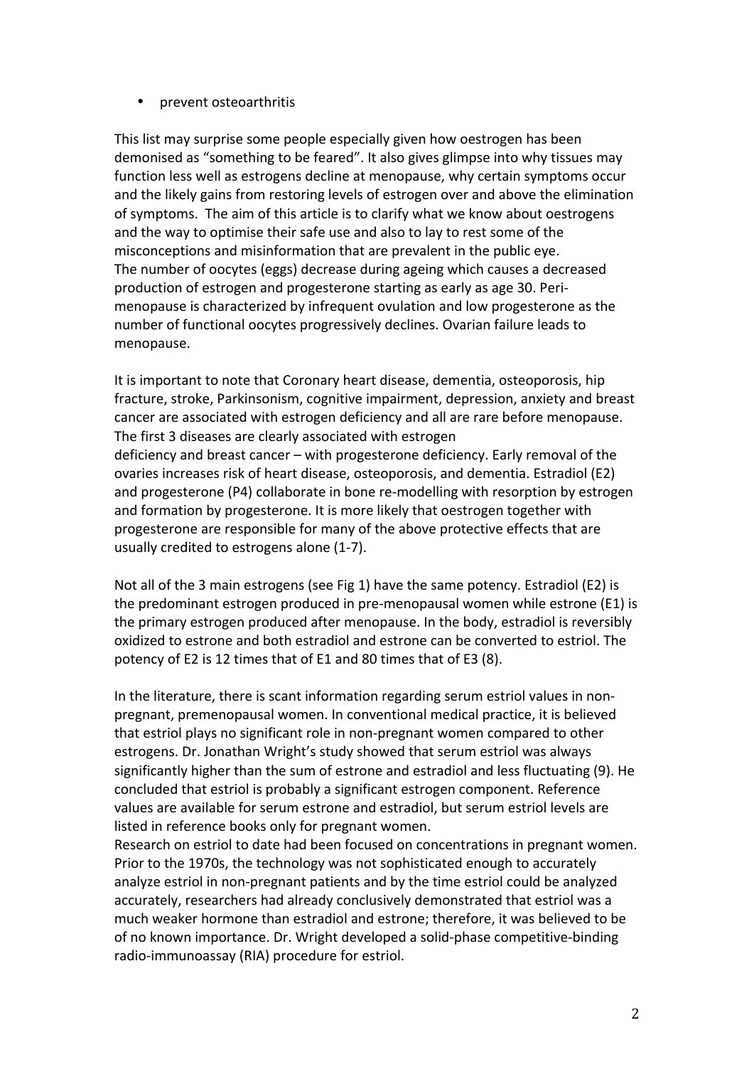- prevent osteoarthritis

This list may surprise some people especially given how oestrogen has been demonised as "something to be feared". It also gives glimpse into why tissues may function less well as estrogens decline at menopause, why certain symptoms occur and the likely gains from restoring levels of estrogen over and above the elimination of symptoms. The aim of this article is to clarify what we know about oestrogens and the way to optimise their safe use and also to lay to rest some of the misconceptions and misinformation that are prevalent in the public eye.
The number of oocytes (eggs) decrease during ageing which causes a decreased production of estrogen and progesterone starting as early as age 30. Peri-menopause is characterized by infrequent ovulation and low progesterone as the number of functional oocytes progressively declines. Ovarian failure leads to menopause.

It is important to note that Coronary heart disease, dementia, osteoporosis, hip fracture, stroke, Parkinsonism, cognitive impairment, depression, anxiety and breast cancer are associated with estrogen deficiency and all are rare before menopause. The first 3 diseases are clearly associated with estrogen
deficiency and breast cancer – with progesterone deficiency. Early removal of the ovaries increases risk of heart disease, osteoporosis, and dementia. Estradiol (E2) and progesterone (P4) collaborate in bone re-modelling with resorption by estrogen and formation by progesterone. It is more likely that oestrogen together with progesterone are responsible for many of the above protective effects that are usually credited to estrogens alone (1-7).

Not all of the 3 main estrogens (see Fig 1) have the same potency. Estradiol (E2) is the predominant estrogen produced in pre-menopausal women while estrone (E1) is the primary estrogen produced after menopause. In the body, estradiol is reversibly oxidized to estrone and both estradiol and estrone can be converted to estriol. The potency of E2 is 12 times that of E1 and 80 times that of E3 (8).

In the literature, there is scant information regarding serum estriol values in non-pregnant, premenopausal women. In conventional medical practice, it is believed that estriol plays no significant role in non-pregnant women compared to other estrogens. Dr. Jonathan Wright's study showed that serum estriol was always significantly higher than the sum of estrone and estradiol and less fluctuating (9). He concluded that estriol is probably a significant estrogen component. Reference values are available for serum estrone and estradiol, but serum estriol levels are listed in reference books only for pregnant women.
Research on estriol to date had been focused on concentrations in pregnant women. Prior to the 1970s, the technology was not sophisticated enough to accurately analyze estriol in non-pregnant patients and by the time estriol could be analyzed accurately, researchers had already conclusively demonstrated that estriol was a much weaker hormone than estradiol and estrone; therefore, it was believed to be of no known importance. Dr. Wright developed a solid-phase competitive-binding radio-immunoassay (RIA) procedure for estriol.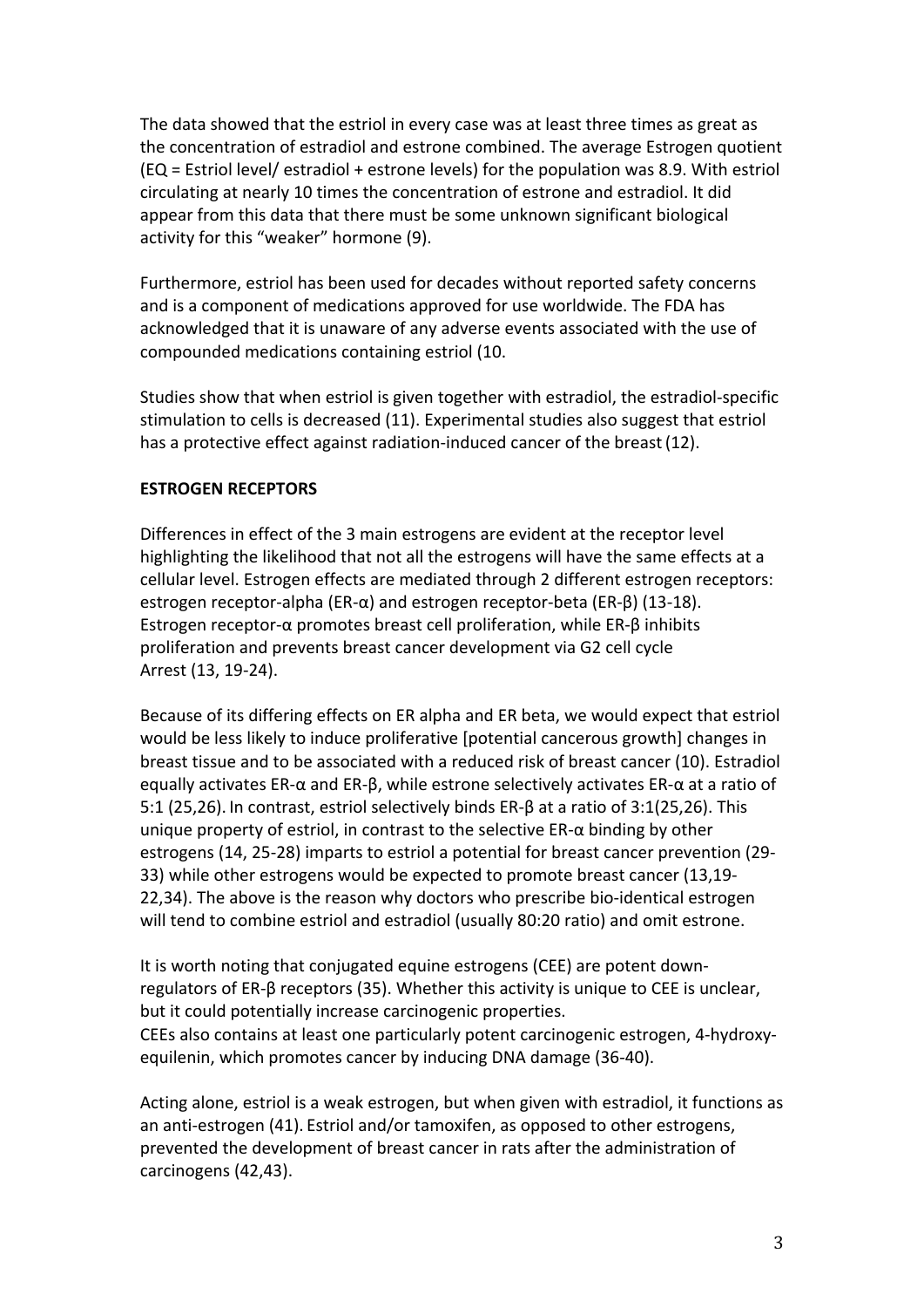The data showed that the estriol in every case was at least three times as great as the concentration of estradiol and estrone combined. The average Estrogen quotient (EQ = Estriol level/ estradiol + estrone levels) for the population was 8.9. With estriol circulating at nearly 10 times the concentration of estrone and estradiol. It did appear from this data that there must be some unknown significant biological activity for this "weaker" hormone (9).

Furthermore, estriol has been used for decades without reported safety concerns and is a component of medications approved for use worldwide. The FDA has acknowledged that it is unaware of any adverse events associated with the use of compounded medications containing estriol (10.

Studies show that when estriol is given together with estradiol, the estradiol-specific stimulation to cells is decreased (11). Experimental studies also suggest that estriol has a protective effect against radiation-induced cancer of the breast (12).

**ESTROGEN RECEPTORS**

Differences in effect of the 3 main estrogens are evident at the receptor level highlighting the likelihood that not all the estrogens will have the same effects at a cellular level. Estrogen effects are mediated through 2 different estrogen receptors: estrogen receptor-alpha (ER-α) and estrogen receptor-beta (ER-β) (13-18). Estrogen receptor-α promotes breast cell proliferation, while ER-β inhibits proliferation and prevents breast cancer development via G2 cell cycle Arrest (13, 19-24).

Because of its differing effects on ER alpha and ER beta, we would expect that estriol would be less likely to induce proliferative [potential cancerous growth] changes in breast tissue and to be associated with a reduced risk of breast cancer (10). Estradiol equally activates ER-α and ER-β, while estrone selectively activates ER-α at a ratio of 5:1 (25,26). In contrast, estriol selectively binds ER-β at a ratio of 3:1(25,26). This unique property of estriol, in contrast to the selective ER-α binding by other estrogens (14, 25-28) imparts to estriol a potential for breast cancer prevention (29-33) while other estrogens would be expected to promote breast cancer (13,19-22,34). The above is the reason why doctors who prescribe bio-identical estrogen will tend to combine estriol and estradiol (usually 80:20 ratio) and omit estrone.

It is worth noting that conjugated equine estrogens (CEE) are potent down-regulators of ER-β receptors (35). Whether this activity is unique to CEE is unclear, but it could potentially increase carcinogenic properties.
CEEs also contains at least one particularly potent carcinogenic estrogen, 4-hydroxy-equilenin, which promotes cancer by inducing DNA damage (36-40).

Acting alone, estriol is a weak estrogen, but when given with estradiol, it functions as an anti-estrogen (41). Estriol and/or tamoxifen, as opposed to other estrogens, prevented the development of breast cancer in rats after the administration of carcinogens (42,43).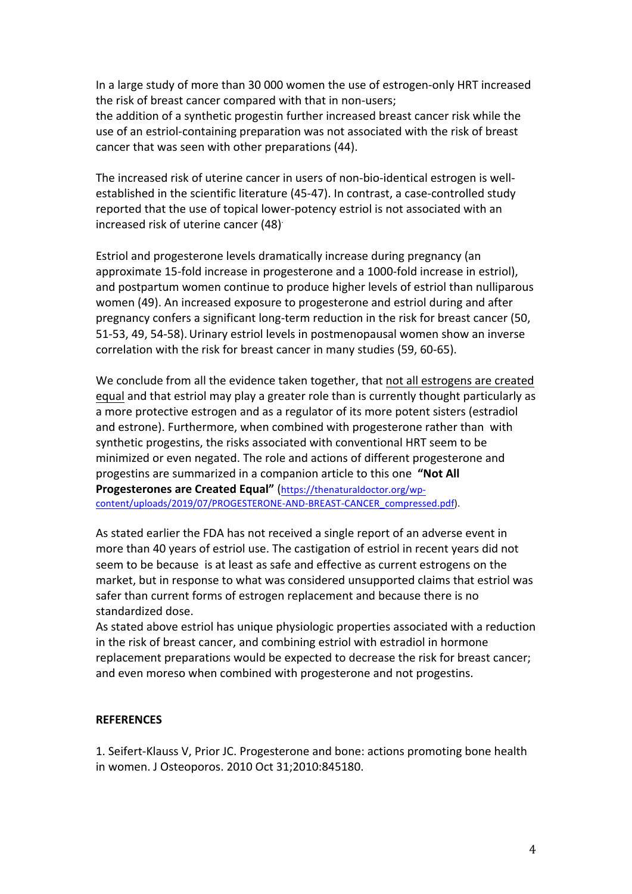In a large study of more than 30 000 women the use of estrogen-only HRT increased the risk of breast cancer compared with that in non-users;
the addition of a synthetic progestin further increased breast cancer risk while the use of an estriol-containing preparation was not associated with the risk of breast cancer that was seen with other preparations (44).

The increased risk of uterine cancer in users of non-bio-identical estrogen is well-established in the scientific literature (45-47). In contrast, a case-controlled study reported that the use of topical lower-potency estriol is not associated with an increased risk of uterine cancer (48).

Estriol and progesterone levels dramatically increase during pregnancy (an approximate 15-fold increase in progesterone and a 1000-fold increase in estriol), and postpartum women continue to produce higher levels of estriol than nulliparous women (49). An increased exposure to progesterone and estriol during and after pregnancy confers a significant long-term reduction in the risk for breast cancer (50, 51-53, 49, 54-58). Urinary estriol levels in postmenopausal women show an inverse correlation with the risk for breast cancer in many studies (59, 60-65).

We conclude from all the evidence taken together, that not all estrogens are created equal and that estriol may play a greater role than is currently thought particularly as a more protective estrogen and as a regulator of its more potent sisters (estradiol and estrone). Furthermore, when combined with progesterone rather than with synthetic progestins, the risks associated with conventional HRT seem to be minimized or even negated. The role and actions of different progesterone and progestins are summarized in a companion article to this one **"Not All Progesterones are Created Equal"** (https://thenaturaldoctor.org/wp-content/uploads/2019/07/PROGESTERONE-AND-BREAST-CANCER_compressed.pdf).

As stated earlier the FDA has not received a single report of an adverse event in more than 40 years of estriol use. The castigation of estriol in recent years did not seem to be because is at least as safe and effective as current estrogens on the market, but in response to what was considered unsupported claims that estriol was safer than current forms of estrogen replacement and because there is no standardized dose.
As stated above estriol has unique physiologic properties associated with a reduction in the risk of breast cancer, and combining estriol with estradiol in hormone replacement preparations would be expected to decrease the risk for breast cancer; and even moreso when combined with progesterone and not progestins.

**REFERENCES**

1. Seifert-Klauss V, Prior JC. Progesterone and bone: actions promoting bone health in women. J Osteoporos. 2010 Oct 31;2010:845180.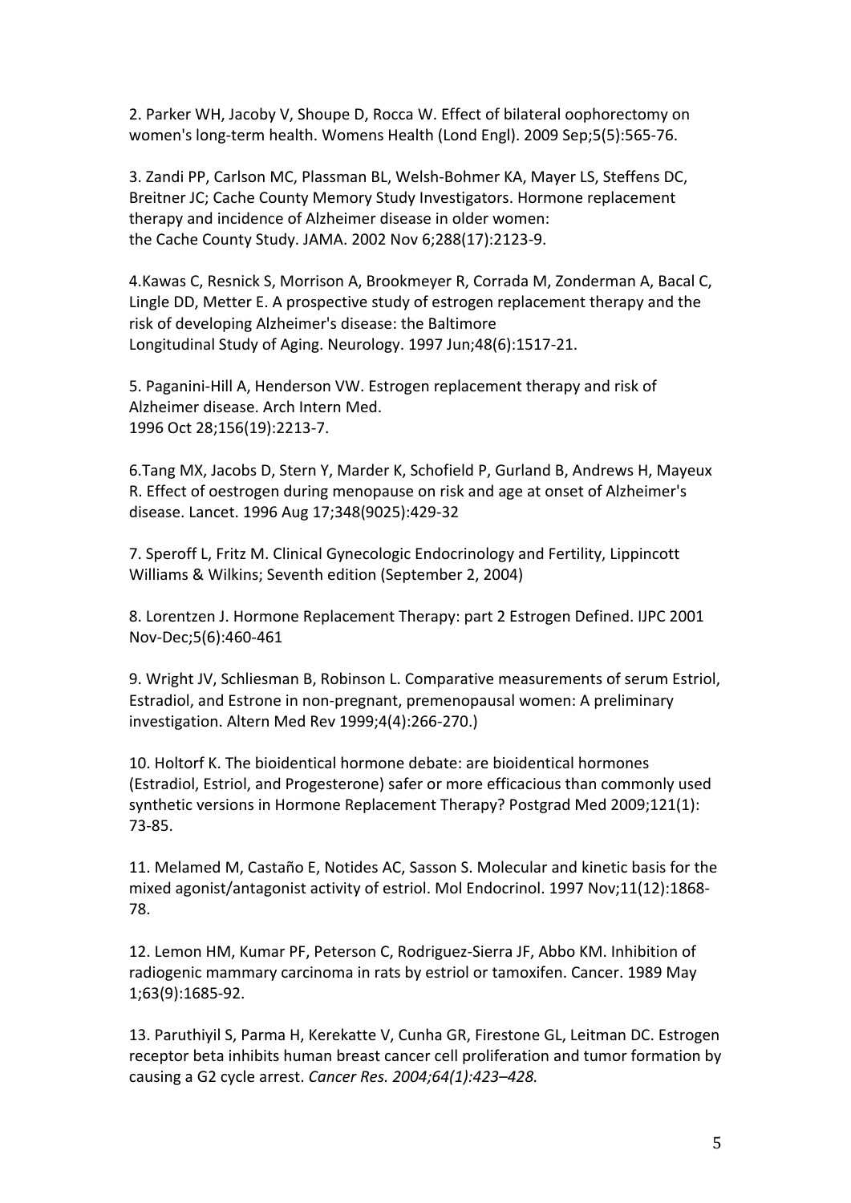2. Parker WH, Jacoby V, Shoupe D, Rocca W. Effect of bilateral oophorectomy on women's long-term health. Womens Health (Lond Engl). 2009 Sep;5(5):565-76.

3. Zandi PP, Carlson MC, Plassman BL, Welsh-Bohmer KA, Mayer LS, Steffens DC, Breitner JC; Cache County Memory Study Investigators. Hormone replacement therapy and incidence of Alzheimer disease in older women: the Cache County Study. JAMA. 2002 Nov 6;288(17):2123-9.

4.Kawas C, Resnick S, Morrison A, Brookmeyer R, Corrada M, Zonderman A, Bacal C, Lingle DD, Metter E. A prospective study of estrogen replacement therapy and the risk of developing Alzheimer's disease: the Baltimore Longitudinal Study of Aging. Neurology. 1997 Jun;48(6):1517-21.

5. Paganini-Hill A, Henderson VW. Estrogen replacement therapy and risk of Alzheimer disease. Arch Intern Med. 1996 Oct 28;156(19):2213-7.

6.Tang MX, Jacobs D, Stern Y, Marder K, Schofield P, Gurland B, Andrews H, Mayeux R. Effect of oestrogen during menopause on risk and age at onset of Alzheimer's disease. Lancet. 1996 Aug 17;348(9025):429-32

7. Speroff L, Fritz M. Clinical Gynecologic Endocrinology and Fertility, Lippincott Williams & Wilkins; Seventh edition (September 2, 2004)

8. Lorentzen J. Hormone Replacement Therapy: part 2 Estrogen Defined. IJPC 2001 Nov-Dec;5(6):460-461

9. Wright JV, Schliesman B, Robinson L. Comparative measurements of serum Estriol, Estradiol, and Estrone in non-pregnant, premenopausal women: A preliminary investigation. Altern Med Rev 1999;4(4):266-270.)

10. Holtorf K. The bioidentical hormone debate: are bioidentical hormones (Estradiol, Estriol, and Progesterone) safer or more efficacious than commonly used synthetic versions in Hormone Replacement Therapy? Postgrad Med 2009;121(1): 73-85.

11. Melamed M, Castaño E, Notides AC, Sasson S. Molecular and kinetic basis for the mixed agonist/antagonist activity of estriol. Mol Endocrinol. 1997 Nov;11(12):1868-78.

12. Lemon HM, Kumar PF, Peterson C, Rodriguez-Sierra JF, Abbo KM. Inhibition of radiogenic mammary carcinoma in rats by estriol or tamoxifen. Cancer. 1989 May 1;63(9):1685-92.

13. Paruthiyil S, Parma H, Kerekatte V, Cunha GR, Firestone GL, Leitman DC. Estrogen receptor beta inhibits human breast cancer cell proliferation and tumor formation by causing a G2 cycle arrest. *Cancer Res. 2004;64(1):423–428.*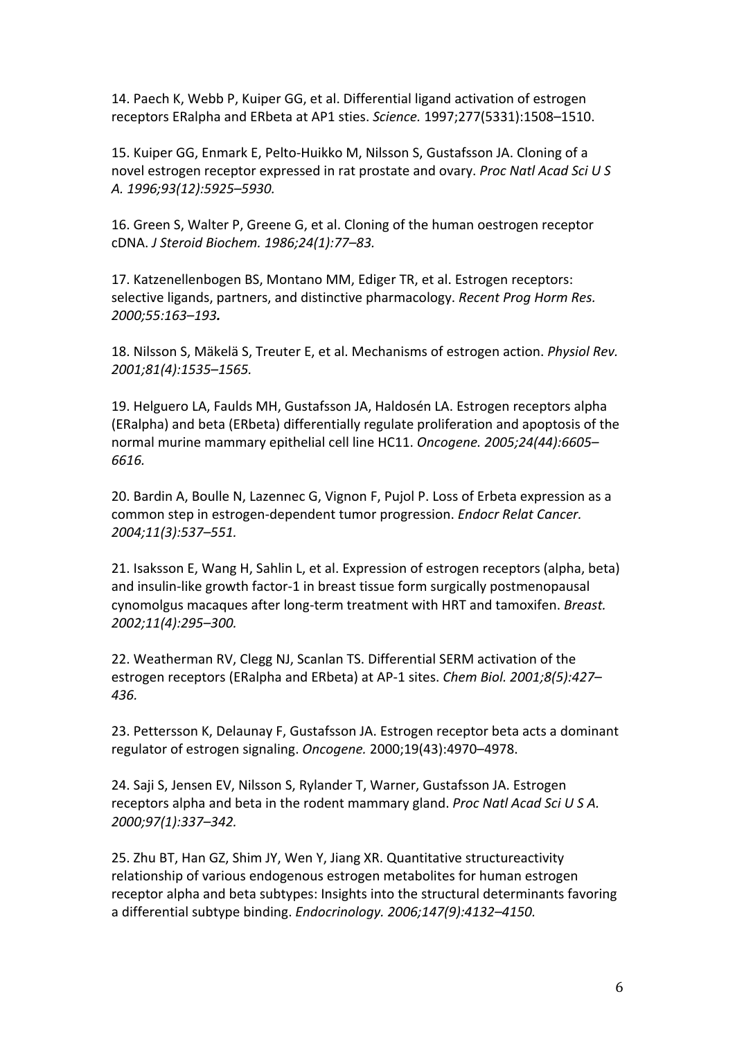14. Paech K, Webb P, Kuiper GG, et al. Differential ligand activation of estrogen receptors ERalpha and ERbeta at AP1 sties. *Science.* 1997;277(5331):1508–1510.

15. Kuiper GG, Enmark E, Pelto-Huikko M, Nilsson S, Gustafsson JA. Cloning of a novel estrogen receptor expressed in rat prostate and ovary. *Proc Natl Acad Sci U S A. 1996;93(12):5925–5930.*

16. Green S, Walter P, Greene G, et al. Cloning of the human oestrogen receptor cDNA. *J Steroid Biochem. 1986;24(1):77–83.*

17. Katzenellenbogen BS, Montano MM, Ediger TR, et al. Estrogen receptors: selective ligands, partners, and distinctive pharmacology. *Recent Prog Horm Res. 2000;55:163–193.*

18. Nilsson S, Mäkelä S, Treuter E, et al. Mechanisms of estrogen action. *Physiol Rev. 2001;81(4):1535–1565.*

19. Helguero LA, Faulds MH, Gustafsson JA, Haldosén LA. Estrogen receptors alpha (ERalpha) and beta (ERbeta) differentially regulate proliferation and apoptosis of the normal murine mammary epithelial cell line HC11. *Oncogene. 2005;24(44):6605–6616.*

20. Bardin A, Boulle N, Lazennec G, Vignon F, Pujol P. Loss of Erbeta expression as a common step in estrogen-dependent tumor progression. *Endocr Relat Cancer. 2004;11(3):537–551.*

21. Isaksson E, Wang H, Sahlin L, et al. Expression of estrogen receptors (alpha, beta) and insulin-like growth factor-1 in breast tissue form surgically postmenopausal cynomolgus macaques after long-term treatment with HRT and tamoxifen. *Breast. 2002;11(4):295–300.*

22. Weatherman RV, Clegg NJ, Scanlan TS. Differential SERM activation of the estrogen receptors (ERalpha and ERbeta) at AP-1 sites. *Chem Biol. 2001;8(5):427–436.*

23. Pettersson K, Delaunay F, Gustafsson JA. Estrogen receptor beta acts a dominant regulator of estrogen signaling. *Oncogene.* 2000;19(43):4970–4978.

24. Saji S, Jensen EV, Nilsson S, Rylander T, Warner, Gustafsson JA. Estrogen receptors alpha and beta in the rodent mammary gland. *Proc Natl Acad Sci U S A. 2000;97(1):337–342.*

25. Zhu BT, Han GZ, Shim JY, Wen Y, Jiang XR. Quantitative structureactivity relationship of various endogenous estrogen metabolites for human estrogen receptor alpha and beta subtypes: Insights into the structural determinants favoring a differential subtype binding. *Endocrinology. 2006;147(9):4132–4150.*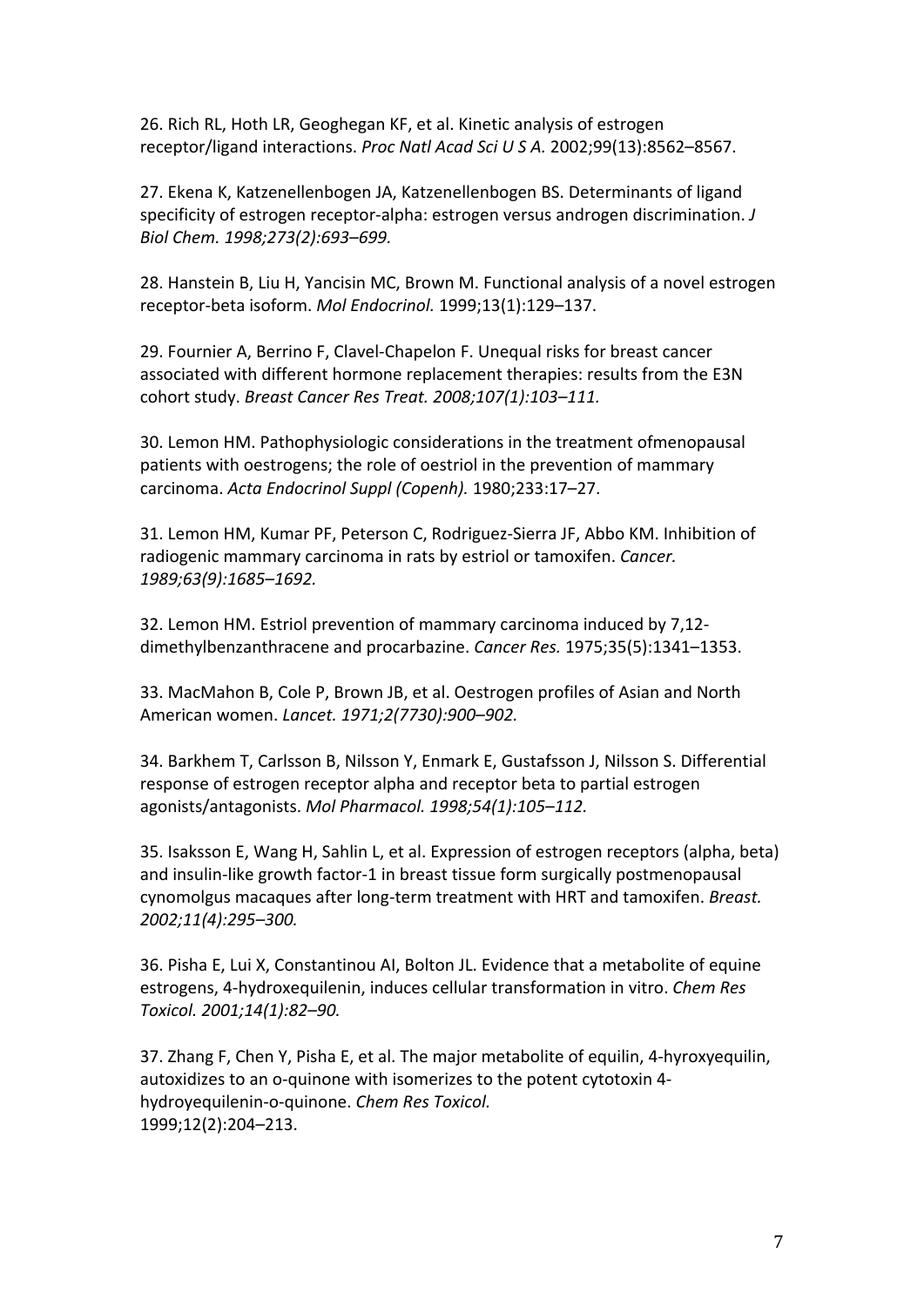26. Rich RL, Hoth LR, Geoghegan KF, et al. Kinetic analysis of estrogen receptor/ligand interactions. *Proc Natl Acad Sci U S A.* 2002;99(13):8562–8567.

27. Ekena K, Katzenellenbogen JA, Katzenellenbogen BS. Determinants of ligand specificity of estrogen receptor-alpha: estrogen versus androgen discrimination. *J Biol Chem. 1998;273(2):693–699.*

28. Hanstein B, Liu H, Yancisin MC, Brown M. Functional analysis of a novel estrogen receptor-beta isoform. *Mol Endocrinol.* 1999;13(1):129–137.

29. Fournier A, Berrino F, Clavel-Chapelon F. Unequal risks for breast cancer associated with different hormone replacement therapies: results from the E3N cohort study. *Breast Cancer Res Treat. 2008;107(1):103–111.*

30. Lemon HM. Pathophysiologic considerations in the treatment ofmenopausal patients with oestrogens; the role of oestriol in the prevention of mammary carcinoma. *Acta Endocrinol Suppl (Copenh).* 1980;233:17–27.

31. Lemon HM, Kumar PF, Peterson C, Rodriguez-Sierra JF, Abbo KM. Inhibition of radiogenic mammary carcinoma in rats by estriol or tamoxifen. *Cancer. 1989;63(9):1685–1692.*

32. Lemon HM. Estriol prevention of mammary carcinoma induced by 7,12-dimethylbenzanthracene and procarbazine. *Cancer Res.* 1975;35(5):1341–1353.

33. MacMahon B, Cole P, Brown JB, et al. Oestrogen profiles of Asian and North American women. *Lancet. 1971;2(7730):900–902.*

34. Barkhem T, Carlsson B, Nilsson Y, Enmark E, Gustafsson J, Nilsson S. Differential response of estrogen receptor alpha and receptor beta to partial estrogen agonists/antagonists. *Mol Pharmacol. 1998;54(1):105–112.*

35. Isaksson E, Wang H, Sahlin L, et al. Expression of estrogen receptors (alpha, beta) and insulin-like growth factor-1 in breast tissue form surgically postmenopausal cynomolgus macaques after long-term treatment with HRT and tamoxifen. *Breast. 2002;11(4):295–300.*

36. Pisha E, Lui X, Constantinou AI, Bolton JL. Evidence that a metabolite of equine estrogens, 4-hydroxequilenin, induces cellular transformation in vitro. *Chem Res Toxicol. 2001;14(1):82–90.*

37. Zhang F, Chen Y, Pisha E, et al. The major metabolite of equilin, 4-hyroxyequilin, autoxidizes to an o-quinone with isomerizes to the potent cytotoxin 4-hydroyequilenin-o-quinone. *Chem Res Toxicol.* 1999;12(2):204–213.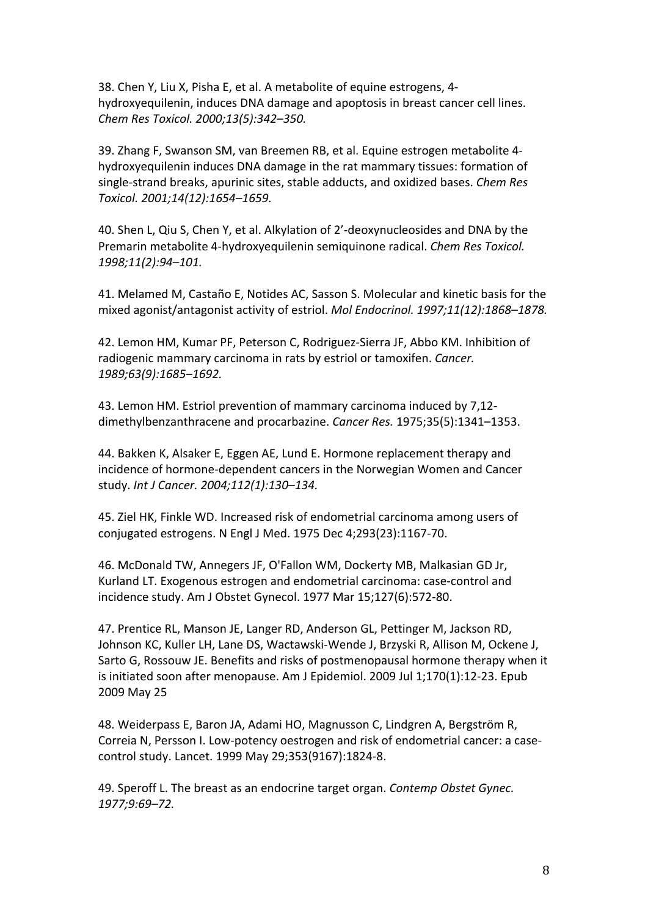38. Chen Y, Liu X, Pisha E, et al. A metabolite of equine estrogens, 4-hydroxyequilenin, induces DNA damage and apoptosis in breast cancer cell lines. *Chem Res Toxicol. 2000;13(5):342–350.*

39. Zhang F, Swanson SM, van Breemen RB, et al. Equine estrogen metabolite 4-hydroxyequilenin induces DNA damage in the rat mammary tissues: formation of single-strand breaks, apurinic sites, stable adducts, and oxidized bases. *Chem Res Toxicol. 2001;14(12):1654–1659.*

40. Shen L, Qiu S, Chen Y, et al. Alkylation of 2'-deoxynucleosides and DNA by the Premarin metabolite 4-hydroxyequilenin semiquinone radical. *Chem Res Toxicol. 1998;11(2):94–101.*

41. Melamed M, Castaño E, Notides AC, Sasson S. Molecular and kinetic basis for the mixed agonist/antagonist activity of estriol. *Mol Endocrinol. 1997;11(12):1868–1878.*

42. Lemon HM, Kumar PF, Peterson C, Rodriguez-Sierra JF, Abbo KM. Inhibition of radiogenic mammary carcinoma in rats by estriol or tamoxifen. *Cancer. 1989;63(9):1685–1692.*

43. Lemon HM. Estriol prevention of mammary carcinoma induced by 7,12-dimethylbenzanthracene and procarbazine. *Cancer Res.* 1975;35(5):1341–1353.

44. Bakken K, Alsaker E, Eggen AE, Lund E. Hormone replacement therapy and incidence of hormone-dependent cancers in the Norwegian Women and Cancer study. *Int J Cancer. 2004;112(1):130–134.*

45. Ziel HK, Finkle WD. Increased risk of endometrial carcinoma among users of conjugated estrogens. N Engl J Med. 1975 Dec 4;293(23):1167-70.

46. McDonald TW, Annegers JF, O'Fallon WM, Dockerty MB, Malkasian GD Jr, Kurland LT. Exogenous estrogen and endometrial carcinoma: case-control and incidence study. Am J Obstet Gynecol. 1977 Mar 15;127(6):572-80.

47. Prentice RL, Manson JE, Langer RD, Anderson GL, Pettinger M, Jackson RD, Johnson KC, Kuller LH, Lane DS, Wactawski-Wende J, Brzyski R, Allison M, Ockene J, Sarto G, Rossouw JE. Benefits and risks of postmenopausal hormone therapy when it is initiated soon after menopause. Am J Epidemiol. 2009 Jul 1;170(1):12-23. Epub 2009 May 25

48. Weiderpass E, Baron JA, Adami HO, Magnusson C, Lindgren A, Bergström R, Correia N, Persson I. Low-potency oestrogen and risk of endometrial cancer: a case-control study. Lancet. 1999 May 29;353(9167):1824-8.

49. Speroff L. The breast as an endocrine target organ. *Contemp Obstet Gynec. 1977;9:69–72.*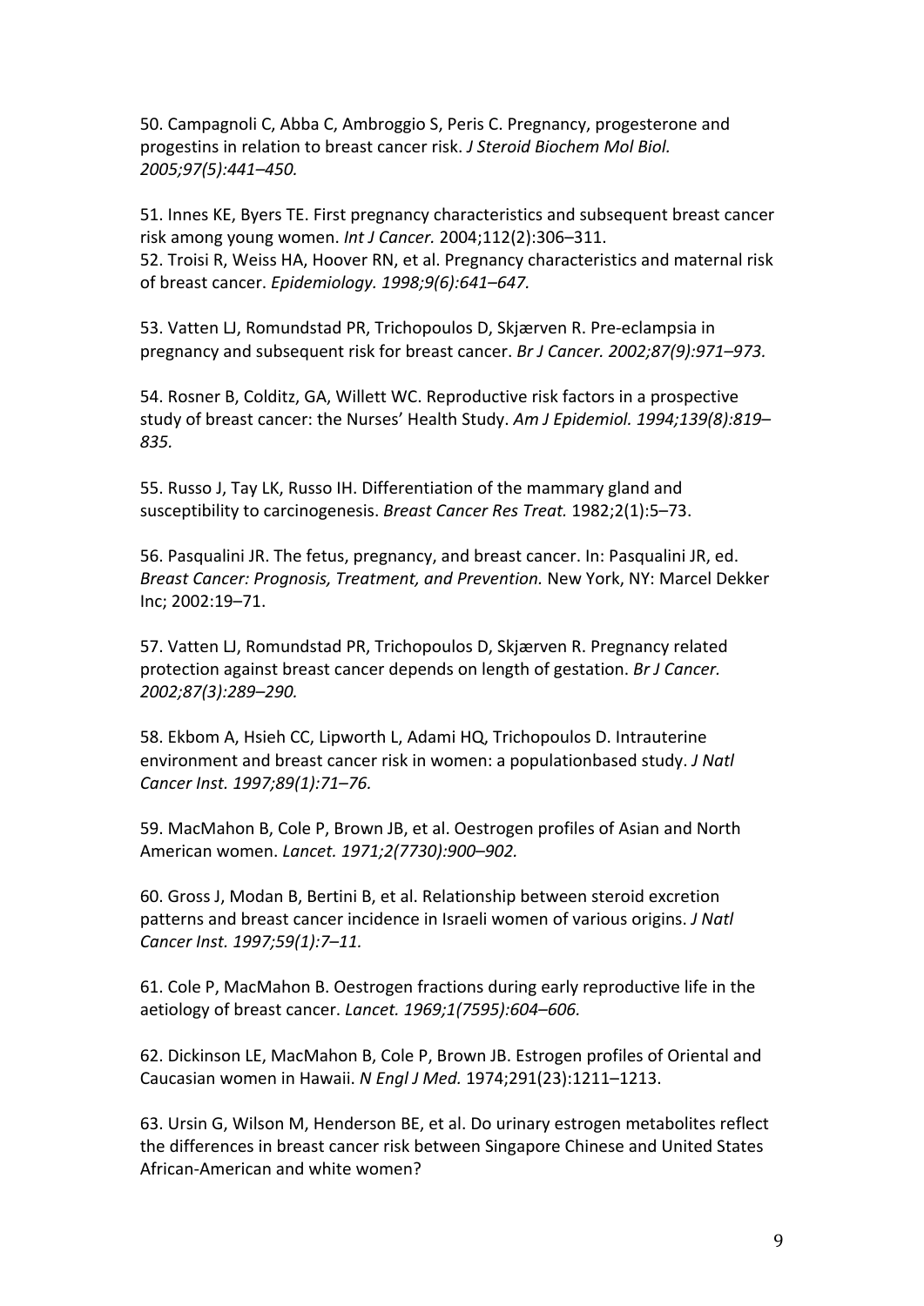50. Campagnoli C, Abba C, Ambroggio S, Peris C. Pregnancy, progesterone and progestins in relation to breast cancer risk. *J Steroid Biochem Mol Biol. 2005;97(5):441–450.*

51. Innes KE, Byers TE. First pregnancy characteristics and subsequent breast cancer risk among young women. *Int J Cancer.* 2004;112(2):306–311.

52. Troisi R, Weiss HA, Hoover RN, et al. Pregnancy characteristics and maternal risk of breast cancer. *Epidemiology. 1998;9(6):641–647.*

53. Vatten LJ, Romundstad PR, Trichopoulos D, Skjærven R. Pre-eclampsia in pregnancy and subsequent risk for breast cancer. *Br J Cancer. 2002;87(9):971–973.*

54. Rosner B, Colditz, GA, Willett WC. Reproductive risk factors in a prospective study of breast cancer: the Nurses' Health Study. *Am J Epidemiol. 1994;139(8):819–835.*

55. Russo J, Tay LK, Russo IH. Differentiation of the mammary gland and susceptibility to carcinogenesis. *Breast Cancer Res Treat.* 1982;2(1):5–73.

56. Pasqualini JR. The fetus, pregnancy, and breast cancer. In: Pasqualini JR, ed. *Breast Cancer: Prognosis, Treatment, and Prevention.* New York, NY: Marcel Dekker Inc; 2002:19–71.

57. Vatten LJ, Romundstad PR, Trichopoulos D, Skjærven R. Pregnancy related protection against breast cancer depends on length of gestation. *Br J Cancer. 2002;87(3):289–290.*

58. Ekbom A, Hsieh CC, Lipworth L, Adami HQ, Trichopoulos D. Intrauterine environment and breast cancer risk in women: a populationbased study. *J Natl Cancer Inst. 1997;89(1):71–76.*

59. MacMahon B, Cole P, Brown JB, et al. Oestrogen profiles of Asian and North American women. *Lancet. 1971;2(7730):900–902.*

60. Gross J, Modan B, Bertini B, et al. Relationship between steroid excretion patterns and breast cancer incidence in Israeli women of various origins. *J Natl Cancer Inst. 1997;59(1):7–11.*

61. Cole P, MacMahon B. Oestrogen fractions during early reproductive life in the aetiology of breast cancer. *Lancet. 1969;1(7595):604–606.*

62. Dickinson LE, MacMahon B, Cole P, Brown JB. Estrogen profiles of Oriental and Caucasian women in Hawaii. *N Engl J Med.* 1974;291(23):1211–1213.

63. Ursin G, Wilson M, Henderson BE, et al. Do urinary estrogen metabolites reflect the differences in breast cancer risk between Singapore Chinese and United States African-American and white women?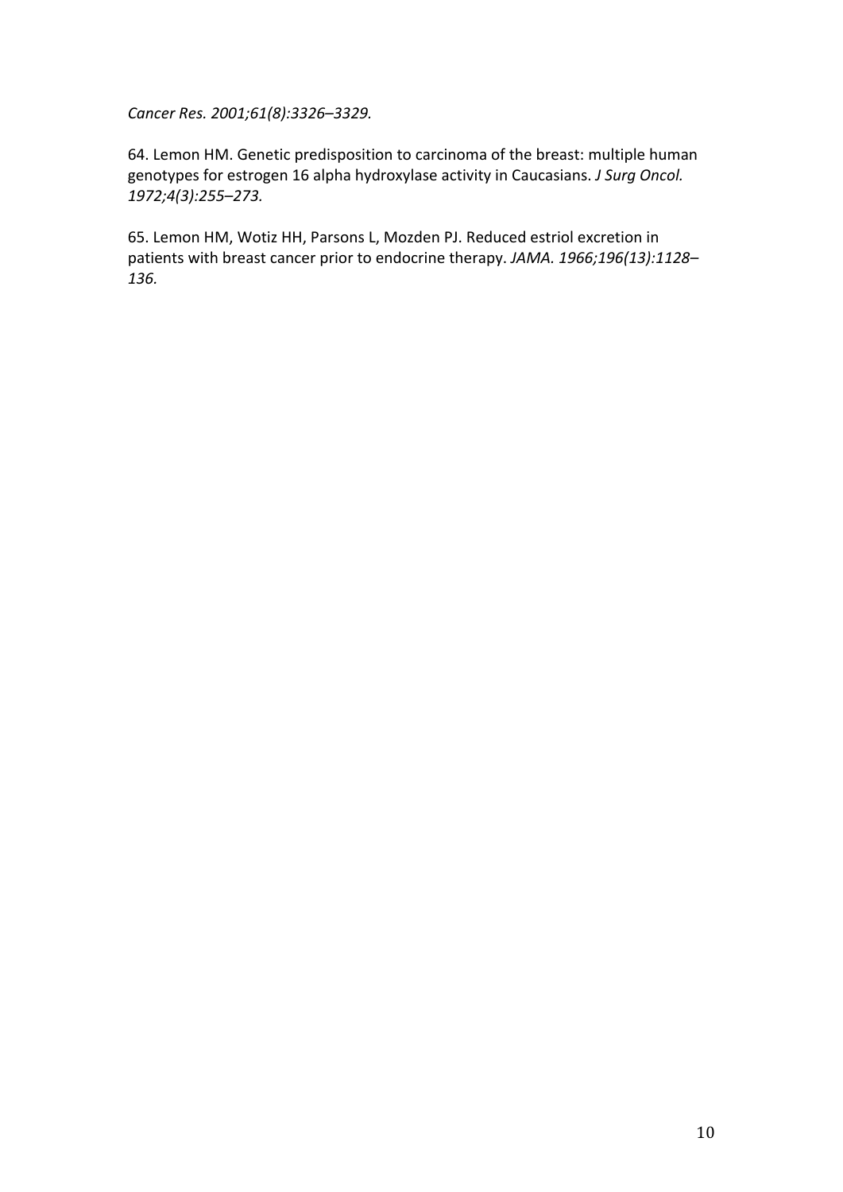*Cancer Res. 2001;61(8):3326–3329.*

64. Lemon HM. Genetic predisposition to carcinoma of the breast: multiple human genotypes for estrogen 16 alpha hydroxylase activity in Caucasians. *J Surg Oncol. 1972;4(3):255–273.*

65. Lemon HM, Wotiz HH, Parsons L, Mozden PJ. Reduced estriol excretion in patients with breast cancer prior to endocrine therapy. *JAMA. 1966;196(13):1128–136.*